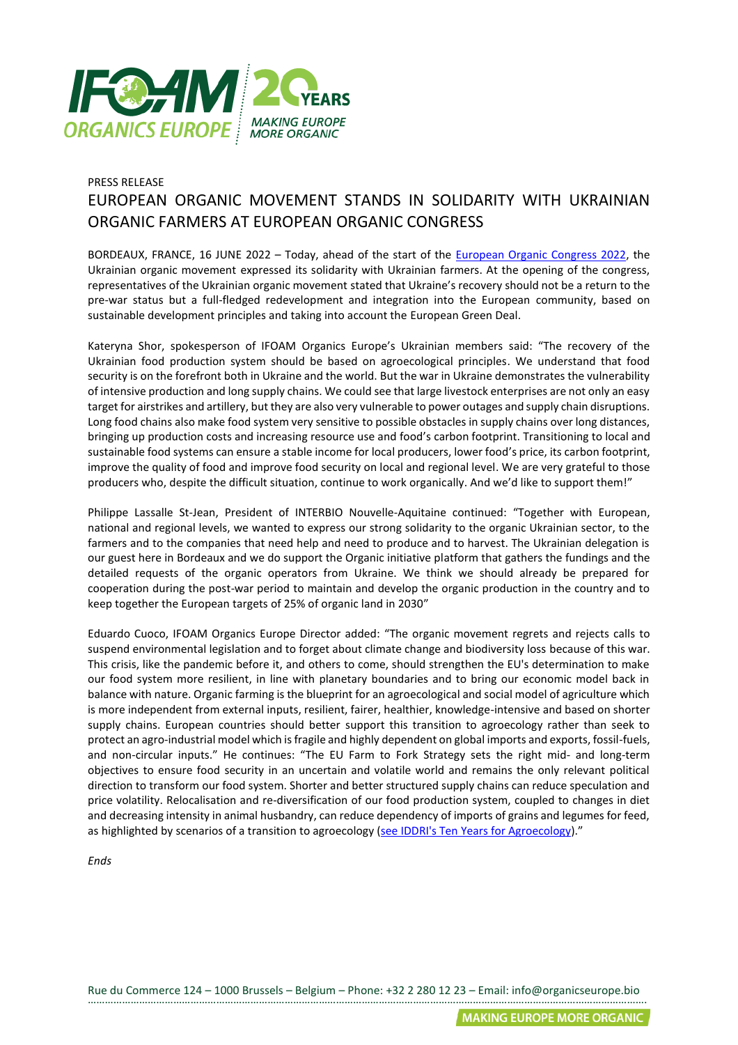PRESS RELEASE

# EUROPEAN ORGANIC MOVEMENT STANDS IN SOLIDARITY WITH UKRAINIAN ORGANIC FARMERS AT EUROPEAN ORGANIC CONGRESS

BORDEAUX, FRANCE, 16 JUNE 2022 – Today, ahead of the start of the [European Organic Congress 2022](), the Ukrainian organic movement expressed its solidarity with Ukrainian farmers. At the opening of the congress, representatives of the Ukrainian organic movement stated that Ukraine's recovery should not be a return to the pre-war status but a full-fledged redevelopment and integration into the European community, based on sustainable development principles and taking into account the European Green Deal.

Kateryna Shor, spokesperson of IFOAM Organics Europe's Ukrainian members said: "The recovery of the Ukrainian food production system should be based on agroecological principles. We understand that food security is on the forefront both in Ukraine and the world. But the war in Ukraine demonstrates the vulnerability of intensive production and long supply chains. We could see that large livestock enterprises are not only an easy target for airstrikes and artillery, but they are also very vulnerable to power outages and supply chain disruptions. Long food chains also make food system very sensitive to possible obstacles in supply chains over long distances, bringing up production costs and increasing resource use and food's carbon footprint. Transitioning to local and sustainable food systems can ensure a stable income for local producers, lower food's price, its carbon footprint, improve the quality of food and improve food security on local and regional level. We are very grateful to those producers who, despite the difficult situation, continue to work organically. And we'd like to support them!"

Philippe Lassalle St-Jean, President of INTERBIO Nouvelle-Aquitaine continued: "Together with European, national and regional levels, we wanted to express our strong solidarity to the organic Ukrainian sector, to the farmers and to the companies that need help and need to produce and to harvest. The Ukrainian delegation is our guest here in Bordeaux and we do support the Organic initiative platform that gathers the fundings and the detailed requests of the organic operators from Ukraine. We think we should already be prepared for cooperation during the post-war period to maintain and develop the organic production in the country and to keep together the European targets of 25% of organic land in 2030"

Eduardo Cuoco, IFOAM Organics Europe Director added: "The organic movement regrets and rejects calls to suspend environmental legislation and to forget about climate change and biodiversity loss because of this war. This crisis, like the pandemic before it, and others to come, should strengthen the EU's determination to make our food system more resilient, in line with planetary boundaries and to bring our economic model back in balance with nature. Organic farming is the blueprint for an agroecological and social model of agriculture which is more independent from external inputs, resilient, fairer, healthier, knowledge-intensive and based on shorter supply chains. European countries should better support this transition to agroecology rather than seek to protect an agro-industrial model which is fragile and highly dependent on global imports and exports, fossil-fuels, and non-circular inputs." He continues: "The EU Farm to Fork Strategy sets the right mid- and long-term objectives to ensure food security in an uncertain and volatile world and remains the only relevant political direction to transform our food system. Shorter and better structured supply chains can reduce speculation and price volatility. Relocalisation and re-diversification of our food production system, coupled to changes in diet and decreasing intensity in animal husbandry, can reduce dependency of imports of grains and legumes for feed, as highlighted by scenarios of a transition to agroecology ([see IDDRI's Ten Years for Agroecology]())."

*Ends*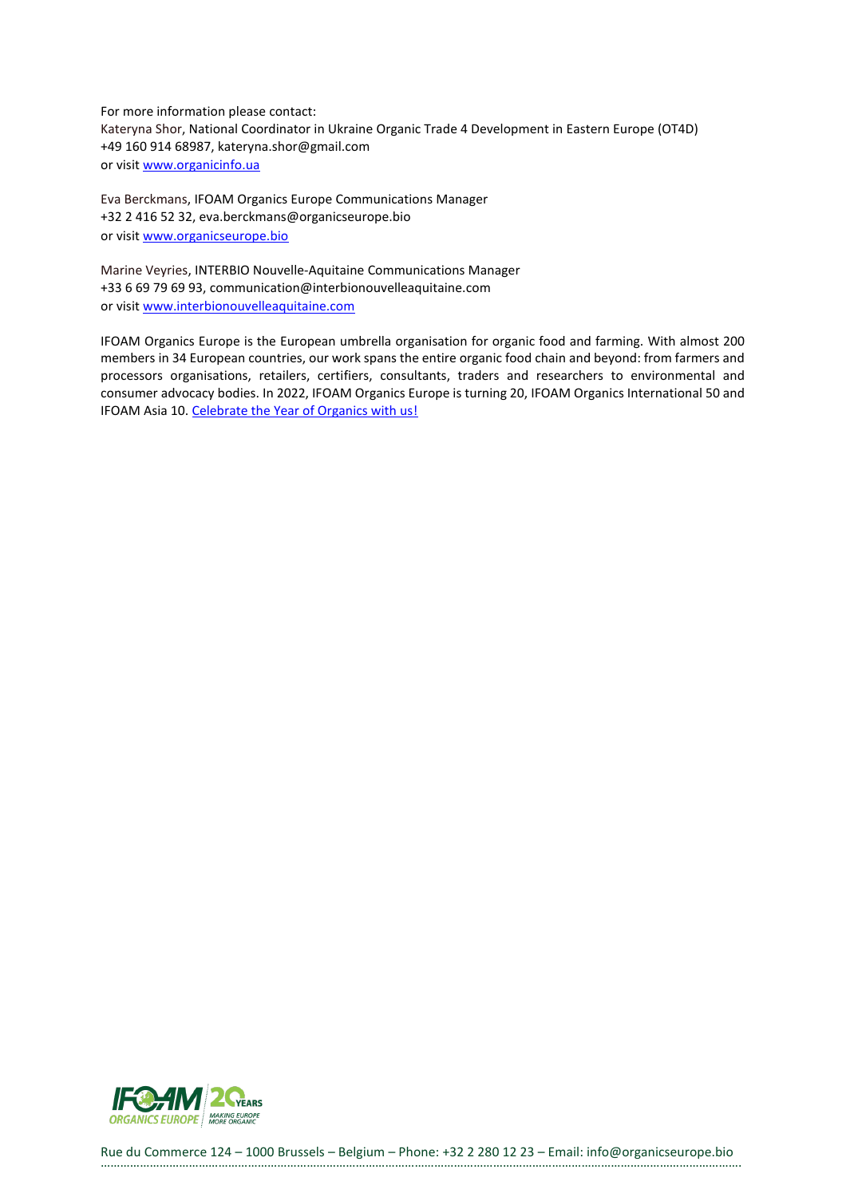For more information please contact:
Kateryna Shor, National Coordinator in Ukraine Organic Trade 4 Development in Eastern Europe (OT4D)
+49 160 914 68987, kateryna.shor@gmail.com
or visit [www.organicinfo.ua](www.organicinfo.ua)

Eva Berckmans, IFOAM Organics Europe Communications Manager
+32 2 416 52 32, eva.berckmans@organicseurope.bio
or visit [www.organicseurope.bio](www.organicseurope.bio)

Marine Veyries, INTERBIO Nouvelle-Aquitaine Communications Manager
+33 6 69 79 69 93, communication@interbionouvelleaquitaine.com
or visit [www.interbionouvelleaquitaine.com](www.interbionouvelleaquitaine.com)

IFOAM Organics Europe is the European umbrella organisation for organic food and farming. With almost 200 members in 34 European countries, our work spans the entire organic food chain and beyond: from farmers and processors organisations, retailers, certifiers, consultants, traders and researchers to environmental and consumer advocacy bodies. In 2022, IFOAM Organics Europe is turning 20, IFOAM Organics International 50 and IFOAM Asia 10. Celebrate the Year of Organics with us!

Rue du Commerce 124 – 1000 Brussels – Belgium – Phone: +32 2 280 12 23 – Email: info@organicseurope.bio